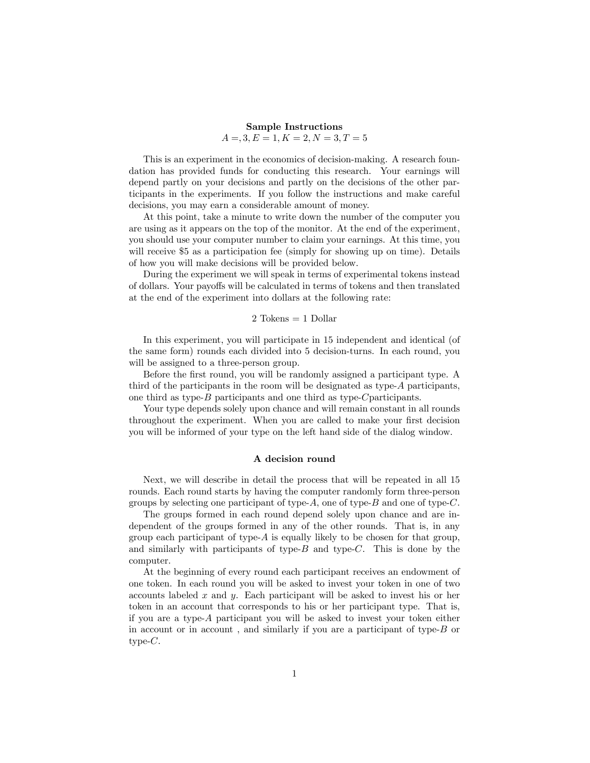**Sample Instructions**

$A =, 3, E = 1, K = 2, N = 3, T = 5$

This is an experiment in the economics of decision-making. A research foundation has provided funds for conducting this research. Your earnings will depend partly on your decisions and partly on the decisions of the other participants in the experiments. If you follow the instructions and make careful decisions, you may earn a considerable amount of money.

At this point, take a minute to write down the number of the computer you are using as it appears on the top of the monitor. At the end of the experiment, you should use your computer number to claim your earnings. At this time, you will receive \$5 as a participation fee (simply for showing up on time). Details of how you will make decisions will be provided below.

During the experiment we will speak in terms of experimental tokens instead of dollars. Your payoffs will be calculated in terms of tokens and then translated at the end of the experiment into dollars at the following rate:

2 Tokens = 1 Dollar

In this experiment, you will participate in 15 independent and identical (of the same form) rounds each divided into 5 decision-turns. In each round, you will be assigned to a three-person group.

Before the first round, you will be randomly assigned a participant type. A third of the participants in the room will be designated as type-$A$ participants, one third as type-$B$ participants and one third as type-$C$participants.

Your type depends solely upon chance and will remain constant in all rounds throughout the experiment. When you are called to make your first decision you will be informed of your type on the left hand side of the dialog window.

**A decision round**

Next, we will describe in detail the process that will be repeated in all 15 rounds. Each round starts by having the computer randomly form three-person groups by selecting one participant of type-$A$, one of type-$B$ and one of type-$C$.

The groups formed in each round depend solely upon chance and are independent of the groups formed in any of the other rounds. That is, in any group each participant of type-$A$ is equally likely to be chosen for that group, and similarly with participants of type-$B$ and type-$C$. This is done by the computer.

At the beginning of every round each participant receives an endowment of one token. In each round you will be asked to invest your token in one of two accounts labeled $x$ and $y$. Each participant will be asked to invest his or her token in an account that corresponds to his or her participant type. That is, if you are a type-$A$ participant you will be asked to invest your token either in account or in account , and similarly if you are a participant of type-$B$ or type-$C$.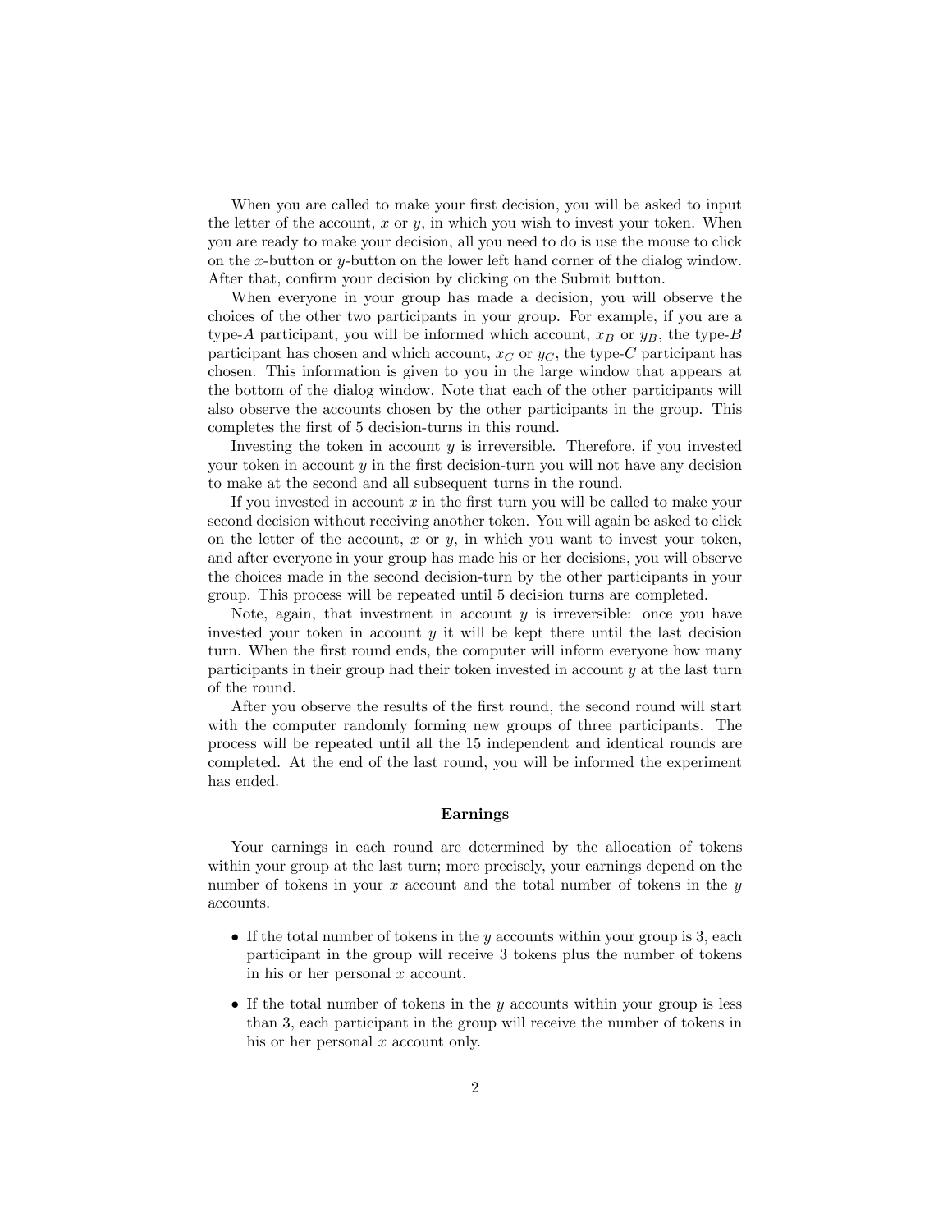When you are called to make your first decision, you will be asked to input the letter of the account, $x$ or $y$, in which you wish to invest your token. When you are ready to make your decision, all you need to do is use the mouse to click on the $x$-button or $y$-button on the lower left hand corner of the dialog window. After that, confirm your decision by clicking on the Submit button.

When everyone in your group has made a decision, you will observe the choices of the other two participants in your group. For example, if you are a type-$A$ participant, you will be informed which account, $x_B$ or $y_B$, the type-$B$ participant has chosen and which account, $x_C$ or $y_C$, the type-$C$ participant has chosen. This information is given to you in the large window that appears at the bottom of the dialog window. Note that each of the other participants will also observe the accounts chosen by the other participants in the group. This completes the first of 5 decision-turns in this round.

Investing the token in account $y$ is irreversible. Therefore, if you invested your token in account $y$ in the first decision-turn you will not have any decision to make at the second and all subsequent turns in the round.

If you invested in account $x$ in the first turn you will be called to make your second decision without receiving another token. You will again be asked to click on the letter of the account, $x$ or $y$, in which you want to invest your token, and after everyone in your group has made his or her decisions, you will observe the choices made in the second decision-turn by the other participants in your group. This process will be repeated until 5 decision turns are completed.

Note, again, that investment in account $y$ is irreversible: once you have invested your token in account $y$ it will be kept there until the last decision turn. When the first round ends, the computer will inform everyone how many participants in their group had their token invested in account $y$ at the last turn of the round.

After you observe the results of the first round, the second round will start with the computer randomly forming new groups of three participants. The process will be repeated until all the 15 independent and identical rounds are completed. At the end of the last round, you will be informed the experiment has ended.

**Earnings**

Your earnings in each round are determined by the allocation of tokens within your group at the last turn; more precisely, your earnings depend on the number of tokens in your $x$ account and the total number of tokens in the $y$ accounts.

- If the total number of tokens in the $y$ accounts within your group is 3, each participant in the group will receive 3 tokens plus the number of tokens in his or her personal $x$ account.
- If the total number of tokens in the $y$ accounts within your group is less than 3, each participant in the group will receive the number of tokens in his or her personal $x$ account only.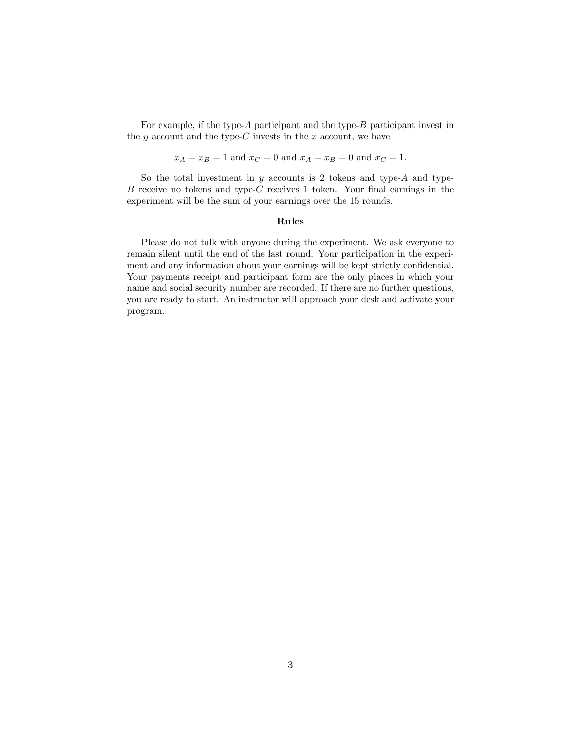For example, if the type-$A$ participant and the type-$B$ participant invest in the $y$ account and the type-$C$ invests in the $x$ account, we have

$$x_A = x_B = 1 \text{ and } x_C = 0 \text{ and } x_A = x_B = 0 \text{ and } x_C = 1.$$

So the total investment in $y$ accounts is 2 tokens and type-$A$ and type-$B$ receive no tokens and type-$C$ receives 1 token. Your final earnings in the experiment will be the sum of your earnings over the 15 rounds.

### Rules

Please do not talk with anyone during the experiment. We ask everyone to remain silent until the end of the last round. Your participation in the experiment and any information about your earnings will be kept strictly confidential. Your payments receipt and participant form are the only places in which your name and social security number are recorded. If there are no further questions, you are ready to start. An instructor will approach your desk and activate your program.